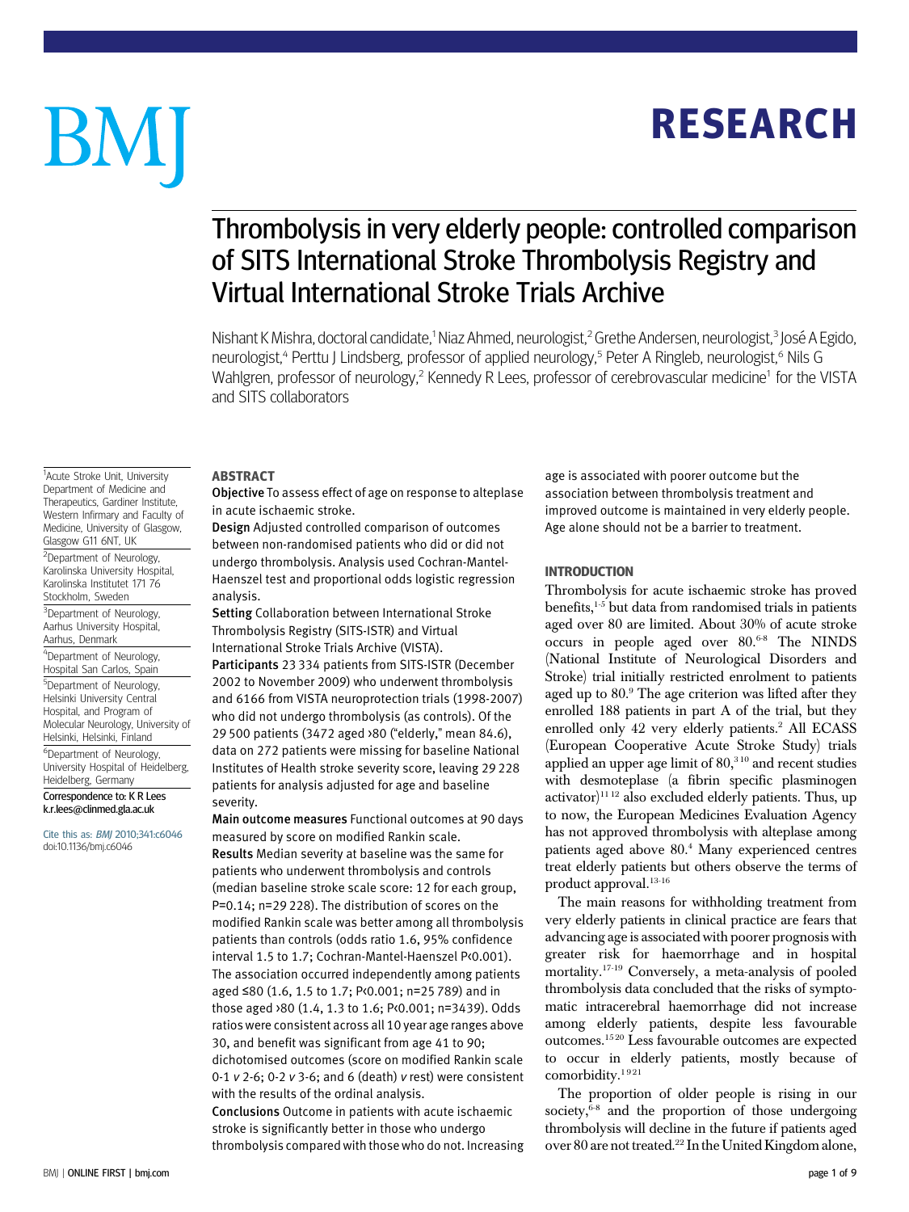# Thrombolysis in very elderly people: controlled comparison of SITS International Stroke Thrombolysis Registry and Virtual International Stroke Trials Archive

Nishant K Mishra, doctoral candidate,[1] Niaz Ahmed, neurologist,[2] Grethe Andersen, neurologist,[3] José A Egido, neurologist,[4] Perttu J Lindsberg, professor of applied neurology,[5] Peter A Ringleb, neurologist,[6] Nils G Wahlgren, professor of neurology,[2] Kennedy R Lees, professor of cerebrovascular medicine[1] for the VISTA and SITS collaborators

[1]Acute Stroke Unit, University Department of Medicine and Therapeutics, Gardiner Institute, Western Infirmary and Faculty of Medicine, University of Glasgow, Glasgow G11 6NT, UK

[2]Department of Neurology, Karolinska University Hospital, Karolinska Institutet 171 76 Stockholm, Sweden

[3]Department of Neurology, Aarhus University Hospital, Aarhus, Denmark

[4]Department of Neurology, Hospital San Carlos, Spain

[5]Department of Neurology, Helsinki University Central Hospital, and Program of Molecular Neurology, University of Helsinki, Helsinki, Finland

[6]Department of Neurology, University Hospital of Heidelberg, Heidelberg, Germany

Correspondence to: K R Lees k.r.lees@clinmed.gla.ac.uk

Cite this as: *BMJ* 2010;341:c6046
doi:10.1136/bmj.c6046

## ABSTRACT

**Objective** To assess effect of age on response to alteplase in acute ischaemic stroke.

**Design** Adjusted controlled comparison of outcomes between non-randomised patients who did or did not undergo thrombolysis. Analysis used Cochran-Mantel-Haenszel test and proportional odds logistic regression analysis.

**Setting** Collaboration between International Stroke Thrombolysis Registry (SITS-ISTR) and Virtual International Stroke Trials Archive (VISTA).

**Participants** 23 334 patients from SITS-ISTR (December 2002 to November 2009) who underwent thrombolysis and 6166 from VISTA neuroprotection trials (1998-2007) who did not undergo thrombolysis (as controls). Of the 29 500 patients (3472 aged >80 ("elderly," mean 84.6), data on 272 patients were missing for baseline National Institutes of Health stroke severity score, leaving 29 228 patients for analysis adjusted for age and baseline severity.

**Main outcome measures** Functional outcomes at 90 days measured by score on modified Rankin scale.

**Results** Median severity at baseline was the same for patients who underwent thrombolysis and controls (median baseline stroke scale score: 12 for each group, P=0.14; n=29 228). The distribution of scores on the modified Rankin scale was better among all thrombolysis patients than controls (odds ratio 1.6, 95% confidence interval 1.5 to 1.7; Cochran-Mantel-Haenszel P<0.001). The association occurred independently among patients aged ≤80 (1.6, 1.5 to 1.7; P<0.001; n=25 789) and in those aged >80 (1.4, 1.3 to 1.6; P<0.001; n=3439). Odds ratios were consistent across all 10 year age ranges above 30, and benefit was significant from age 41 to 90; dichotomised outcomes (score on modified Rankin scale 0-1 *v* 2-6; 0-2 *v* 3-6; and 6 (death) *v* rest) were consistent with the results of the ordinal analysis.

**Conclusions** Outcome in patients with acute ischaemic stroke is significantly better in those who undergo thrombolysis compared with those who do not. Increasing age is associated with poorer outcome but the association between thrombolysis treatment and improved outcome is maintained in very elderly people. Age alone should not be a barrier to treatment.

## INTRODUCTION

Thrombolysis for acute ischaemic stroke has proved benefits,[1-5] but data from randomised trials in patients aged over 80 are limited. About 30% of acute stroke occurs in people aged over 80.[6-8] The NINDS (National Institute of Neurological Disorders and Stroke) trial initially restricted enrolment to patients aged up to 80.[9] The age criterion was lifted after they enrolled 188 patients in part A of the trial, but they enrolled only 42 very elderly patients.[2] All ECASS (European Cooperative Acute Stroke Study) trials applied an upper age limit of 80,[3,10] and recent studies with desmoteplase (a fibrin specific plasminogen activator)[11,12] also excluded elderly patients. Thus, up to now, the European Medicines Evaluation Agency has not approved thrombolysis with alteplase among patients aged above 80.[4] Many experienced centres treat elderly patients but others observe the terms of product approval.[13-16]

The main reasons for withholding treatment from very elderly patients in clinical practice are fears that advancing age is associated with poorer prognosis with greater risk for haemorrhage and in hospital mortality.[17-19] Conversely, a meta-analysis of pooled thrombolysis data concluded that the risks of symptomatic intracerebral haemorrhage did not increase among elderly patients, despite less favourable outcomes.[15,20] Less favourable outcomes are expected to occur in elderly patients, mostly because of comorbidity.[1,9,21]

The proportion of older people is rising in our society,[6-8] and the proportion of those undergoing thrombolysis will decline in the future if patients aged over 80 are not treated.[22] In the United Kingdom alone,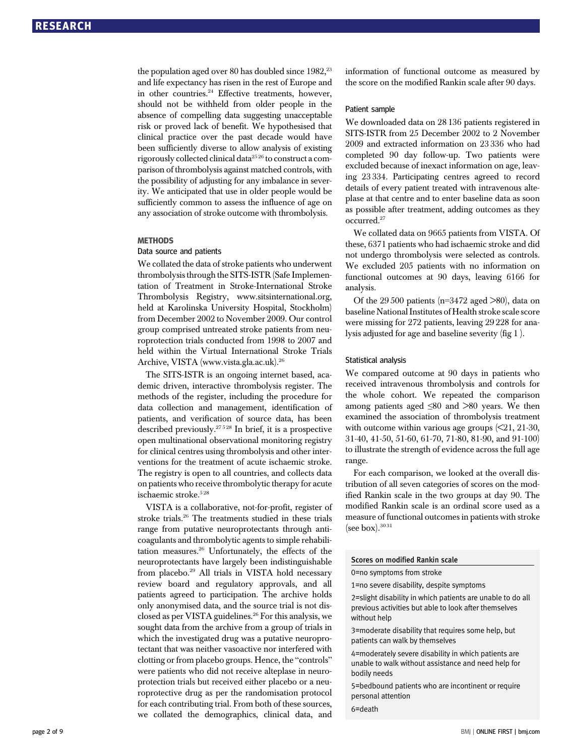the population aged over 80 has doubled since 1982,[23] and life expectancy has risen in the rest of Europe and in other countries.[24] Effective treatments, however, should not be withheld from older people in the absence of compelling data suggesting unacceptable risk or proved lack of benefit. We hypothesised that clinical practice over the past decade would have been sufficiently diverse to allow analysis of existing rigorously collected clinical data[25 26] to construct a comparison of thrombolysis against matched controls, with the possibility of adjusting for any imbalance in severity. We anticipated that use in older people would be sufficiently common to assess the influence of age on any association of stroke outcome with thrombolysis.

## METHODS

### Data source and patients

We collated the data of stroke patients who underwent thrombolysis through the SITS-ISTR (Safe Implementation of Treatment in Stroke-International Stroke Thrombolysis Registry, www.sitsinternational.org, held at Karolinska University Hospital, Stockholm) from December 2002 to November 2009. Our control group comprised untreated stroke patients from neuroprotection trials conducted from 1998 to 2007 and held within the Virtual International Stroke Trials Archive, VISTA (www.vista.gla.ac.uk).[26]

The SITS-ISTR is an ongoing internet based, academic driven, interactive thrombolysis register. The methods of the register, including the procedure for data collection and management, identification of patients, and verification of source data, has been described previously.[27 5 28] In brief, it is a prospective open multinational observational monitoring registry for clinical centres using thrombolysis and other interventions for the treatment of acute ischaemic stroke. The registry is open to all countries, and collects data on patients who receive thrombolytic therapy for acute ischaemic stroke.[5 28]

VISTA is a collaborative, not-for-profit, register of stroke trials.[26] The treatments studied in these trials range from putative neuroprotectants through anticoagulants and thrombolytic agents to simple rehabilitation measures.[26] Unfortunately, the effects of the neuroprotectants have largely been indistinguishable from placebo.[29] All trials in VISTA hold necessary review board and regulatory approvals, and all patients agreed to participation. The archive holds only anonymised data, and the source trial is not disclosed as per VISTA guidelines.[26] For this analysis, we sought data from the archive from a group of trials in which the investigated drug was a putative neuroprotectant that was neither vasoactive nor interfered with clotting or from placebo groups. Hence, the "controls" were patients who did not receive alteplase in neuroprotection trials but received either placebo or a neuroprotective drug as per the randomisation protocol for each contributing trial. From both of these sources, we collated the demographics, clinical data, and information of functional outcome as measured by the score on the modified Rankin scale after 90 days.

### Patient sample

We downloaded data on 28 136 patients registered in SITS-ISTR from 25 December 2002 to 2 November 2009 and extracted information on 23 336 who had completed 90 day follow-up. Two patients were excluded because of inexact information on age, leaving 23 334. Participating centres agreed to record details of every patient treated with intravenous alteplase at that centre and to enter baseline data as soon as possible after treatment, adding outcomes as they occurred.[27]

We collated data on 9665 patients from VISTA. Of these, 6371 patients who had ischaemic stroke and did not undergo thrombolysis were selected as controls. We excluded 205 patients with no information on functional outcomes at 90 days, leaving 6166 for analysis.

Of the 29 500 patients (n=3472 aged >80), data on baseline National Institutes of Health stroke scale score were missing for 272 patients, leaving 29 228 for analysis adjusted for age and baseline severity (fig 1 ).

### Statistical analysis

We compared outcome at 90 days in patients who received intravenous thrombolysis and controls for the whole cohort. We repeated the comparison among patients aged ≤80 and >80 years. We then examined the association of thrombolysis treatment with outcome within various age groups (<21, 21-30, 31-40, 41-50, 51-60, 61-70, 71-80, 81-90, and 91-100) to illustrate the strength of evidence across the full age range.

For each comparison, we looked at the overall distribution of all seven categories of scores on the modified Rankin scale in the two groups at day 90. The modified Rankin scale is an ordinal score used as a measure of functional outcomes in patients with stroke (see box).[30 31]

**Scores on modified Rankin scale**

0=no symptoms from stroke

1=no severe disability, despite symptoms

2=slight disability in which patients are unable to do all previous activities but able to look after themselves without help

3=moderate disability that requires some help, but patients can walk by themselves

4=moderately severe disability in which patients are unable to walk without assistance and need help for bodily needs

5=bedbound patients who are incontinent or require personal attention

6=death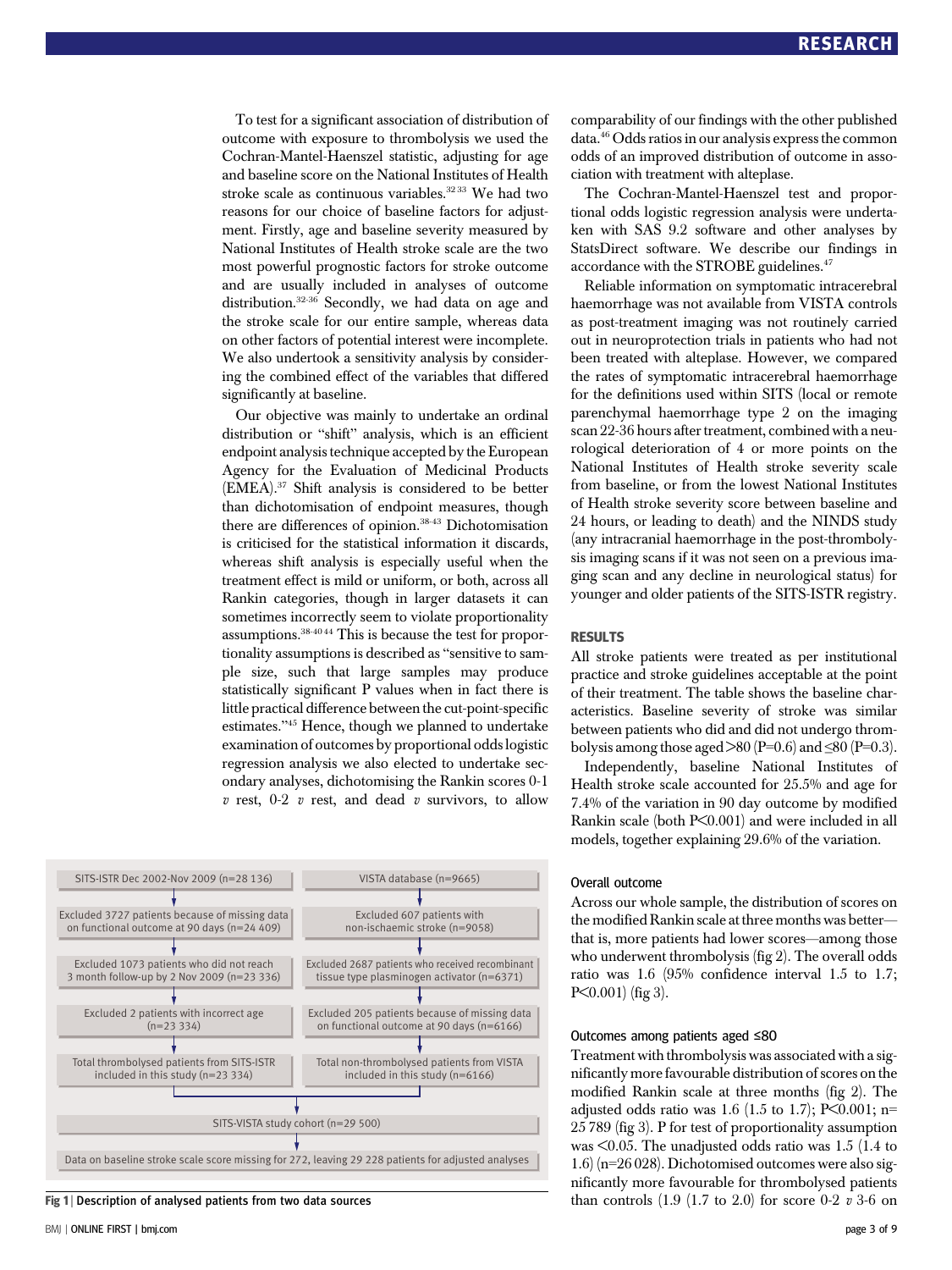To test for a significant association of distribution of outcome with exposure to thrombolysis we used the Cochran-Mantel-Haenszel statistic, adjusting for age and baseline score on the National Institutes of Health stroke scale as continuous variables.[32,33] We had two reasons for our choice of baseline factors for adjustment. Firstly, age and baseline severity measured by National Institutes of Health stroke scale are the two most powerful prognostic factors for stroke outcome and are usually included in analyses of outcome distribution.[32-36] Secondly, we had data on age and the stroke scale for our entire sample, whereas data on other factors of potential interest were incomplete. We also undertook a sensitivity analysis by considering the combined effect of the variables that differed significantly at baseline.

Our objective was mainly to undertake an ordinal distribution or "shift" analysis, which is an efficient endpoint analysis technique accepted by the European Agency for the Evaluation of Medicinal Products (EMEA).[37] Shift analysis is considered to be better than dichotomisation of endpoint measures, though there are differences of opinion.[38-43] Dichotomisation is criticised for the statistical information it discards, whereas shift analysis is especially useful when the treatment effect is mild or uniform, or both, across all Rankin categories, though in larger datasets it can sometimes incorrectly seem to violate proportionality assumptions.[38-40,44] This is because the test for proportionality assumptions is described as "sensitive to sample size, such that large samples may produce statistically significant P values when in fact there is little practical difference between the cut-point-specific estimates."[45] Hence, though we planned to undertake examination of outcomes by proportional odds logistic regression analysis we also elected to undertake secondary analyses, dichotomising the Rankin scores 0-1 *v* rest, 0-2 *v* rest, and dead *v* survivors, to allow comparability of our findings with the other published data.[46] Odds ratios in our analysis express the common odds of an improved distribution of outcome in association with treatment with alteplase.

The Cochran-Mantel-Haenszel test and proportional odds logistic regression analysis were undertaken with SAS 9.2 software and other analyses by StatsDirect software. We describe our findings in accordance with the STROBE guidelines.[47]

Reliable information on symptomatic intracerebral haemorrhage was not available from VISTA controls as post-treatment imaging was not routinely carried out in neuroprotection trials in patients who had not been treated with alteplase. However, we compared the rates of symptomatic intracerebral haemorrhage for the definitions used within SITS (local or remote parenchymal haemorrhage type 2 on the imaging scan 22-36 hours after treatment, combined with a neurological deterioration of 4 or more points on the National Institutes of Health stroke severity scale from baseline, or from the lowest National Institutes of Health stroke severity score between baseline and 24 hours, or leading to death) and the NINDS study (any intracranial haemorrhage in the post-thrombolysis imaging scans if it was not seen on a previous imaging scan and any decline in neurological status) for younger and older patients of the SITS-ISTR registry.

## RESULTS

All stroke patients were treated as per institutional practice and stroke guidelines acceptable at the point of their treatment. The table shows the baseline characteristics. Baseline severity of stroke was similar between patients who did and did not undergo thrombolysis among those aged >80 (P=0.6) and ≤80 (P=0.3).

Independently, baseline National Institutes of Health stroke scale accounted for 25.5% and age for 7.4% of the variation in 90 day outcome by modified Rankin scale (both P<0.001) and were included in all models, together explaining 29.6% of the variation.

### Overall outcome

Across our whole sample, the distribution of scores on the modified Rankin scale at three months was better—that is, more patients had lower scores—among those who underwent thrombolysis (fig 2). The overall odds ratio was 1.6 (95% confidence interval 1.5 to 1.7; P<0.001) (fig 3).

### Outcomes among patients aged ≤80

Treatment with thrombolysis was associated with a significantly more favourable distribution of scores on the modified Rankin scale at three months (fig 2). The adjusted odds ratio was 1.6 (1.5 to 1.7); P<0.001; n=25 789 (fig 3). P for test of proportionality assumption was <0.05. The unadjusted odds ratio was 1.5 (1.4 to 1.6) (n=26 028). Dichotomised outcomes were also significantly more favourable for thrombolysed patients than controls (1.9 (1.7 to 2.0) for score 0-2 *v* 3-6 on

| SITS-ISTR | VISTA |
|---|---|
| SITS-ISTR Dec 2002-Nov 2009 (n=28 136) | VISTA database (n=9665) |
| Excluded 3727 patients because of missing data on functional outcome at 90 days (n=24 409) | Excluded 607 patients with non-ischaemic stroke (n=9058) |
| Excluded 1073 patients who did not reach 3 month follow-up by 2 Nov 2009 (n=23 336) | Excluded 2687 patients who received recombinant tissue type plasminogen activator (n=6371) |
| Excluded 2 patients with incorrect age (n=23 334) | Excluded 205 patients because of missing data on functional outcome at 90 days (n=6166) |
| Total thrombolysed patients from SITS-ISTR included in this study (n=23 334) | Total non-thrombolysed patients from VISTA included in this study (n=6166) |

SITS-VISTA study cohort (n=29 500)

Data on baseline stroke scale score missing for 272, leaving 29 228 patients for adjusted analyses

**Fig 1** | Description of analysed patients from two data sources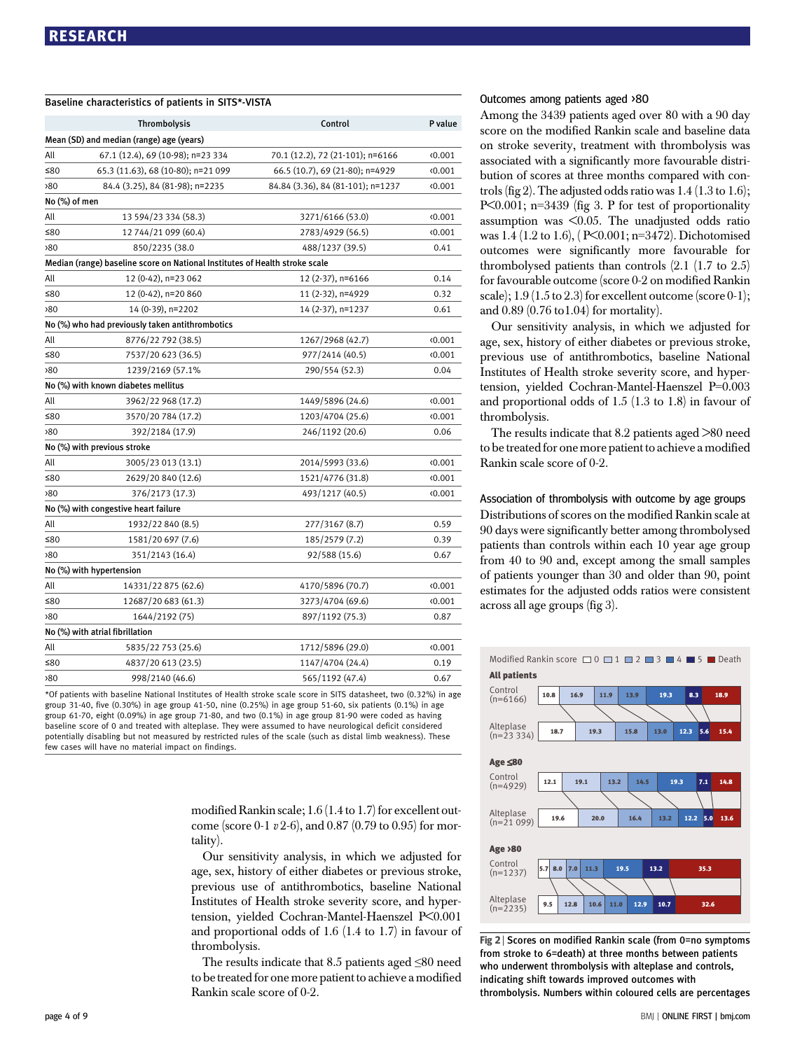**Baseline characteristics of patients in SITS*-VISTA**

| | Thrombolysis | Control | P value |
|---|---|---|---|
| **Mean (SD) and median (range) age (years)** | | | |
| All | 67.1 (12.4), 69 (10-98); n=23 334 | 70.1 (12.2), 72 (21-101); n=6166 | <0.001 |
| ≤80 | 65.3 (11.63), 68 (10-80); n=21 099 | 66.5 (10.7), 69 (21-80); n=4929 | <0.001 |
| >80 | 84.4 (3.25), 84 (81-98); n=2235 | 84.84 (3.36), 84 (81-101); n=1237 | <0.001 |
| **No (%) of men** | | | |
| All | 13 594/23 334 (58.3) | 3271/6166 (53.0) | <0.001 |
| ≤80 | 12 744/21 099 (60.4) | 2783/4929 (56.5) | <0.001 |
| >80 | 850/2235 (38.0 | 488/1237 (39.5) | 0.41 |
| **Median (range) baseline score on National Institutes of Health stroke scale** | | | |
| All | 12 (0-42), n=23 062 | 12 (2-37), n=6166 | 0.14 |
| ≤80 | 12 (0-42), n=20 860 | 11 (2-32), n=4929 | 0.32 |
| >80 | 14 (0-39), n=2202 | 14 (2-37), n=1237 | 0.61 |
| **No (%) who had previously taken antithrombotics** | | | |
| All | 8776/22 792 (38.5) | 1267/2968 (42.7) | <0.001 |
| ≤80 | 7537/20 623 (36.5) | 977/2414 (40.5) | <0.001 |
| >80 | 1239/2169 (57.1% | 290/554 (52.3) | 0.04 |
| **No (%) with known diabetes mellitus** | | | |
| All | 3962/22 968 (17.2) | 1449/5896 (24.6) | <0.001 |
| ≤80 | 3570/20 784 (17.2) | 1203/4704 (25.6) | <0.001 |
| >80 | 392/2184 (17.9) | 246/1192 (20.6) | 0.06 |
| **No (%) with previous stroke** | | | |
| All | 3005/23 013 (13.1) | 2014/5993 (33.6) | <0.001 |
| ≤80 | 2629/20 840 (12.6) | 1521/4776 (31.8) | <0.001 |
| >80 | 376/2173 (17.3) | 493/1217 (40.5) | <0.001 |
| **No (%) with congestive heart failure** | | | |
| All | 1932/22 840 (8.5) | 277/3167 (8.7) | 0.59 |
| ≤80 | 1581/20 697 (7.6) | 185/2579 (7.2) | 0.39 |
| >80 | 351/2143 (16.4) | 92/588 (15.6) | 0.67 |
| **No (%) with hypertension** | | | |
| All | 14331/22 875 (62.6) | 4170/5896 (70.7) | <0.001 |
| ≤80 | 12687/20 683 (61.3) | 3273/4704 (69.6) | <0.001 |
| >80 | 1644/2192 (75) | 897/1192 (75.3) | 0.87 |
| **No (%) with atrial fibrillation** | | | |
| All | 5835/22 753 (25.6) | 1712/5896 (29.0) | <0.001 |
| ≤80 | 4837/20 613 (23.5) | 1147/4704 (24.4) | 0.19 |
| >80 | 998/2140 (46.6) | 565/1192 (47.4) | 0.67 |

*Of patients with baseline National Institutes of Health stroke scale score in SITS dataset, two (0.32%) in age group 31-40, five (0.30%) in age group 41-50, nine (0.25%) in age group 51-60, six patients (0.1%) in age group 61-70, eight (0.09%) in age group 71-80, and two (0.1%) in age group 81-90 were coded as having baseline score of 0 and treated with alteplase. They were assumed to have neurological deficit considered potentially disabling but not measured by restricted rules of the scale (such as distal limb weakness). These few cases will have no material impact on findings.

modified Rankin scale; 1.6 (1.4 to 1.7) for excellent outcome (score 0-1 *v* 2-6), and 0.87 (0.79 to 0.95) for mortality).

Our sensitivity analysis, in which we adjusted for age, sex, history of either diabetes or previous stroke, previous use of antithrombotics, baseline National Institutes of Health stroke severity score, and hypertension, yielded Cochran-Mantel-Haenszel P<0.001 and proportional odds of 1.6 (1.4 to 1.7) in favour of thrombolysis.

The results indicate that 8.5 patients aged ≤80 need to be treated for one more patient to achieve a modified Rankin scale score of 0-2.

### Outcomes among patients aged >80

Among the 3439 patients aged over 80 with a 90 day score on the modified Rankin scale and baseline data on stroke severity, treatment with thrombolysis was associated with a significantly more favourable distribution of scores at three months compared with controls (fig 2). The adjusted odds ratio was 1.4 (1.3 to 1.6); P<0.001; n=3439 (fig 3. P for test of proportionality assumption was <0.05. The unadjusted odds ratio was 1.4 (1.2 to 1.6), (P<0.001; n=3472). Dichotomised outcomes were significantly more favourable for thrombolysed patients than controls (2.1 (1.7 to 2.5) for favourable outcome (score 0-2 on modified Rankin scale); 1.9 (1.5 to 2.3) for excellent outcome (score 0-1); and 0.89 (0.76 to1.04) for mortality).

Our sensitivity analysis, in which we adjusted for age, sex, history of either diabetes or previous stroke, previous use of antithrombotics, baseline National Institutes of Health stroke severity score, and hypertension, yielded Cochran-Mantel-Haenszel P=0.003 and proportional odds of 1.5 (1.3 to 1.8) in favour of thrombolysis.

The results indicate that 8.2 patients aged >80 need to be treated for one more patient to achieve a modified Rankin scale score of 0-2.

### Association of thrombolysis with outcome by age groups

Distributions of scores on the modified Rankin scale at 90 days were significantly better among thrombolysed patients than controls within each 10 year age group from 40 to 90 and, except among the small samples of patients younger than 30 and older than 90, point estimates for the adjusted odds ratios were consistent across all age groups (fig 3).

Modified Rankin score: 0, 1, 2, 3, 4, 5, Death

| | 0 | 1 | 2 | 3 | 4 | 5 | Death |
|---|---|---|---|---|---|---|---|
| **All patients** | | | | | | | |
| Control (n=6166) | 10.8 | 16.9 | 11.9 | 13.9 | 19.3 | 8.3 | 18.9 |
| Alteplase (n=23 334) | 18.7 | 19.3 | 15.8 | 13.0 | 12.3 | 5.6 | 15.4 |
| **Age ≤80** | | | | | | | |
| Control (n=4929) | 12.1 | 19.1 | 13.2 | 14.5 | 19.3 | 7.1 | 14.8 |
| Alteplase (n=21 099) | 19.6 | 20.0 | 16.4 | 13.2 | 12.2 | 5.0 | 13.6 |
| **Age >80** | | | | | | | |
| Control (n=1237) | 5.7 | 8.0 | 7.0 | 11.3 | 19.5 | 13.2 | 35.3 |
| Alteplase (n=2235) | 9.5 | 12.8 | 10.6 | 11.0 | 12.9 | 10.7 | 32.6 |

Fig 2 | Scores on modified Rankin scale (from 0=no symptoms from stroke to 6=death) at three months between patients who underwent thrombolysis with alteplase and controls, indicating shift towards improved outcomes with thrombolysis. Numbers within coloured cells are percentages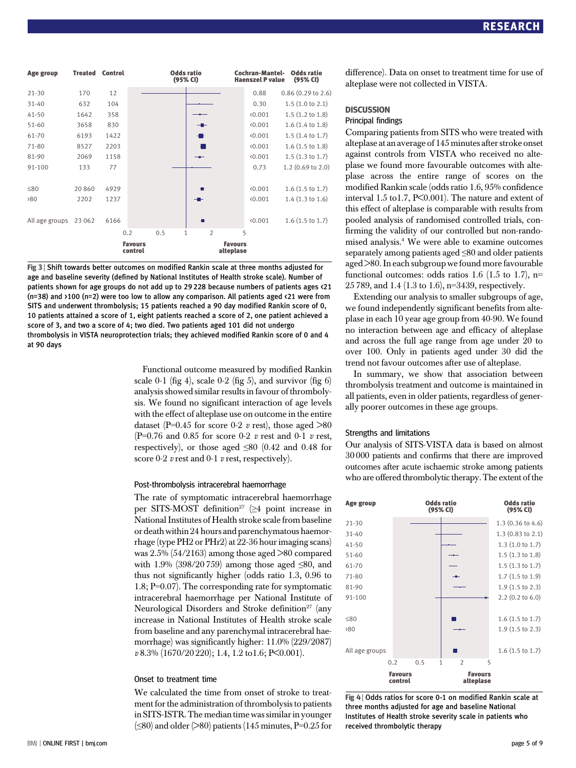| Age group | Treated | Control | Cochran-Mantel-Haenszel P value | Odds ratio (95% CI) |
|---|---|---|---|---|
| 21-30 | 170 | 12 | 0.88 | 0.86 (0.29 to 2.6) |
| 31-40 | 632 | 104 | 0.30 | 1.5 (1.0 to 2.1) |
| 41-50 | 1642 | 358 | <0.001 | 1.5 (1.2 to 1.8) |
| 51-60 | 3658 | 830 | <0.001 | 1.6 (1.4 to 1.8) |
| 61-70 | 6193 | 1422 | <0.001 | 1.5 (1.4 to 1.7) |
| 71-80 | 8527 | 2203 | <0.001 | 1.6 (1.5 to 1.8) |
| 81-90 | 2069 | 1158 | <0.001 | 1.5 (1.3 to 1.7) |
| 91-100 | 133 | 77 | 0.73 | 1.2 (0.69 to 2.0) |
| ≤80 | 20 860 | 4929 | <0.001 | 1.6 (1.5 to 1.7) |
| >80 | 2202 | 1237 | <0.001 | 1.4 (1.3 to 1.6) |
| All age groups | 23 062 | 6166 | <0.001 | 1.6 (1.5 to 1.7) |

Fig 3 | Shift towards better outcomes on modified Rankin scale at three months adjusted for age and baseline severity (defined by National Institutes of Health stroke scale). Number of patients shown for age groups do not add up to 29 228 because numbers of patients ages <21 (n=38) and >100 (n=2) were too low to allow any comparison. All patients aged <21 were from SITS and underwent thrombolysis; 15 patients reached a 90 day modified Rankin score of 0, 10 patients attained a score of 1, eight patients reached a score of 2, one patient achieved a score of 3, and two a score of 4; two died. Two patients aged 101 did not undergo thrombolysis in VISTA neuroprotection trials; they achieved modified Rankin score of 0 and 4 at 90 days

Functional outcome measured by modified Rankin scale 0-1 (fig 4), scale 0-2 (fig 5), and survivor (fig 6) analysis showed similar results in favour of thrombolysis. We found no significant interaction of age levels with the effect of alteplase use on outcome in the entire dataset (P=0.45 for score 0-2 *v* rest), those aged >80 (P=0.76 and 0.85 for score 0-2 *v* rest and 0-1 *v* rest, respectively), or those aged ≤80 (0.42 and 0.48 for score 0-2 *v* rest and 0-1 *v* rest, respectively).

### Post-thrombolysis intracerebral haemorrhage

The rate of symptomatic intracerebral haemorrhage per SITS-MOST definition[27] (≥4 point increase in National Institutes of Health stroke scale from baseline or death within 24 hours and parenchymatous haemorrhage (type PH2 or PHr2) at 22-36 hour imaging scans) was 2.5% (54/2163) among those aged >80 compared with 1.9% (398/20 759) among those aged ≤80, and thus not significantly higher (odds ratio 1.3, 0.96 to 1.8; P=0.07). The corresponding rate for symptomatic intracerebral haemorrhage per National Institute of Neurological Disorders and Stroke definition[27] (any increase in National Institutes of Health stroke scale from baseline and any parenchymal intracerebral haemorrhage) was significantly higher: 11.0% (229/2087) *v* 8.3% (1670/20 220); 1.4, 1.2 to1.6; P<0.001).

### Onset to treatment time

We calculated the time from onset of stroke to treatment for the administration of thrombolysis to patients in SITS-ISTR. The median time was similar in younger (≤80) and older (>80) patients (145 minutes, P=0.25 for difference). Data on onset to treatment time for use of alteplase were not collected in VISTA.

## DISCUSSION

### Principal findings

Comparing patients from SITS who were treated with alteplase at an average of 145 minutes after stroke onset against controls from VISTA who received no alteplase we found more favourable outcomes with alteplase across the entire range of scores on the modified Rankin scale (odds ratio 1.6, 95% confidence interval 1.5 to1.7, P<0.001). The nature and extent of this effect of alteplase is comparable with results from pooled analysis of randomised controlled trials, confirming the validity of our controlled but non-randomised analysis.[4] We were able to examine outcomes separately among patients aged ≤80 and older patients aged >80. In each subgroup we found more favourable functional outcomes: odds ratios 1.6 (1.5 to 1.7), n= 25 789, and 1.4 (1.3 to 1.6), n=3439, respectively.

Extending our analysis to smaller subgroups of age, we found independently significant benefits from alteplase in each 10 year age group from 40-90. We found no interaction between age and efficacy of alteplase and across the full age range from age under 20 to over 100. Only in patients aged under 30 did the trend not favour outcomes after use of alteplase.

In summary, we show that association between thrombolysis treatment and outcome is maintained in all patients, even in older patients, regardless of generally poorer outcomes in these age groups.

### Strengths and limitations

Our analysis of SITS-VISTA data is based on almost 30 000 patients and confirms that there are improved outcomes after acute ischaemic stroke among patients who are offered thrombolytic therapy. The extent of the

| Age group | Odds ratio (95% CI) |
|---|---|
| 21-30 | 1.3 (0.36 to 4.6) |
| 31-40 | 1.3 (0.83 to 2.1) |
| 41-50 | 1.3 (1.0 to 1.7) |
| 51-60 | 1.5 (1.3 to 1.8) |
| 61-70 | 1.5 (1.3 to 1.7) |
| 71-80 | 1.7 (1.5 to 1.9) |
| 81-90 | 1.9 (1.5 to 2.3) |
| 91-100 | 2.2 (0.2 to 6.0) |
| ≤80 | 1.6 (1.5 to 1.7) |
| >80 | 1.9 (1.5 to 2.3) |
| All age groups | 1.6 (1.5 to 1.7) |

Fig 4 | Odds ratios for score 0-1 on modified Rankin scale at three months adjusted for age and baseline National Institutes of Health stroke severity scale in patients who received thrombolytic therapy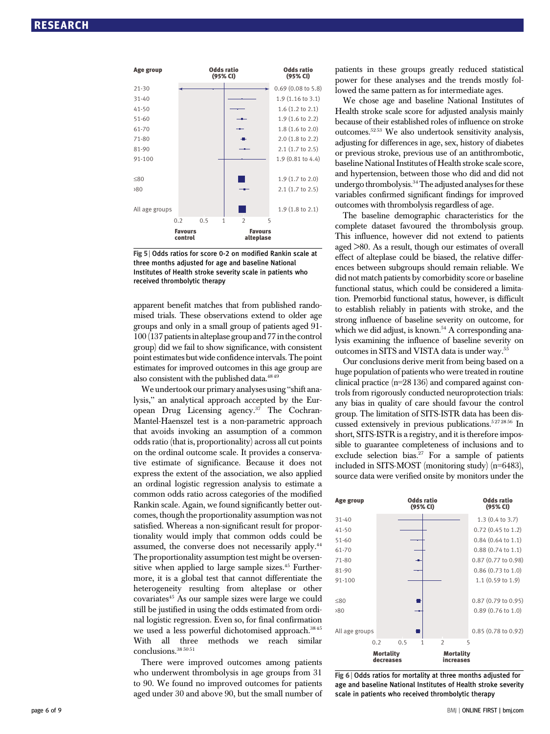| Age group | Odds ratio (95% CI) |
|---|---|
| 21-30 | 0.69 (0.08 to 5.8) |
| 31-40 | 1.9 (1.16 to 3.1) |
| 41-50 | 1.6 (1.2 to 2.1) |
| 51-60 | 1.9 (1.6 to 2.2) |
| 61-70 | 1.8 (1.6 to 2.0) |
| 71-80 | 2.0 (1.8 to 2.2) |
| 81-90 | 2.1 (1.7 to 2.5) |
| 91-100 | 1.9 (0.81 to 4.4) |
| ≤80 | 1.9 (1.7 to 2.0) |
| >80 | 2.1 (1.7 to 2.5) |
| All age groups | 1.9 (1.8 to 2.1) |

Fig 5 | Odds ratios for score 0-2 on modified Rankin scale at three months adjusted for age and baseline National Institutes of Health stroke severity scale in patients who received thrombolytic therapy

apparent benefit matches that from published randomised trials. These observations extend to older age groups and only in a small group of patients aged 91-100 (137 patients in alteplase group and 77 in the control group) did we fail to show significance, with consistent point estimates but wide confidence intervals. The point estimates for improved outcomes in this age group are also consistent with the published data.[48,49]

We undertook our primary analyses using "shift analysis," an analytical approach accepted by the European Drug Licensing agency.[37] The Cochran-Mantel-Haenszel test is a non-parametric approach that avoids invoking an assumption of a common odds ratio (that is, proportionality) across all cut points on the ordinal outcome scale. It provides a conservative estimate of significance. Because it does not express the extent of the association, we also applied an ordinal logistic regression analysis to estimate a common odds ratio across categories of the modified Rankin scale. Again, we found significantly better outcomes, though the proportionality assumption was not satisfied. Whereas a non-significant result for proportionality would imply that common odds could be assumed, the converse does not necessarily apply.[44] The proportionality assumption test might be oversensitive when applied to large sample sizes.[45] Furthermore, it is a global test that cannot differentiate the heterogeneity resulting from alteplase or other covariates[45] As our sample sizes were large we could still be justified in using the odds estimated from ordinal logistic regression. Even so, for final confirmation we used a less powerful dichotomised approach.[38,45] With all three methods we reach similar conclusions.[38,50,51]

There were improved outcomes among patients who underwent thrombolysis in age groups from 31 to 90. We found no improved outcomes for patients aged under 30 and above 90, but the small number of patients in these groups greatly reduced statistical power for these analyses and the trends mostly followed the same pattern as for intermediate ages.

We chose age and baseline National Institutes of Health stroke scale score for adjusted analysis mainly because of their established roles of influence on stroke outcomes.[52,53] We also undertook sensitivity analysis, adjusting for differences in age, sex, history of diabetes or previous stroke, previous use of an antithrombotic, baseline National Institutes of Health stroke scale score, and hypertension, between those who did and did not undergo thrombolysis.[34] The adjusted analyses for these variables confirmed significant findings for improved outcomes with thrombolysis regardless of age.

The baseline demographic characteristics for the complete dataset favoured the thrombolysis group. This influence, however did not extend to patients aged >80. As a result, though our estimates of overall effect of alteplase could be biased, the relative differences between subgroups should remain reliable. We did not match patients by comorbidity score or baseline functional status, which could be considered a limitation. Premorbid functional status, however, is difficult to establish reliably in patients with stroke, and the strong influence of baseline severity on outcome, for which we did adjust, is known.[54] A corresponding analysis examining the influence of baseline severity on outcomes in SITS and VISTA data is under way.[55]

Our conclusions derive merit from being based on a huge population of patients who were treated in routine clinical practice (n=28 136) and compared against controls from rigorously conducted neuroprotection trials: any bias in quality of care should favour the control group. The limitation of SITS-ISTR data has been discussed extensively in previous publications.[5,27,28,56] In short, SITS-ISTR is a registry, and it is therefore impossible to guarantee completeness of inclusions and to exclude selection bias.[27] For a sample of patients included in SITS-MOST (monitoring study) (n=6483), source data were verified onsite by monitors under the

| Age group | Odds ratio (95% CI) |
|---|---|
| 31-40 | 1.3 (0.4 to 3.7) |
| 41-50 | 0.72 (0.45 to 1.2) |
| 51-60 | 0.84 (0.64 to 1.1) |
| 61-70 | 0.88 (0.74 to 1.1) |
| 71-80 | 0.87 (0.77 to 0.98) |
| 81-90 | 0.86 (0.73 to 1.0) |
| 91-100 | 1.1 (0.59 to 1.9) |
| ≤80 | 0.87 (0.79 to 0.95) |
| >80 | 0.89 (0.76 to 1.0) |
| All age groups | 0.85 (0.78 to 0.92) |

Fig 6 | Odds ratios for mortality at three months adjusted for age and baseline National Institutes of Health stroke severity scale in patients who received thrombolytic therapy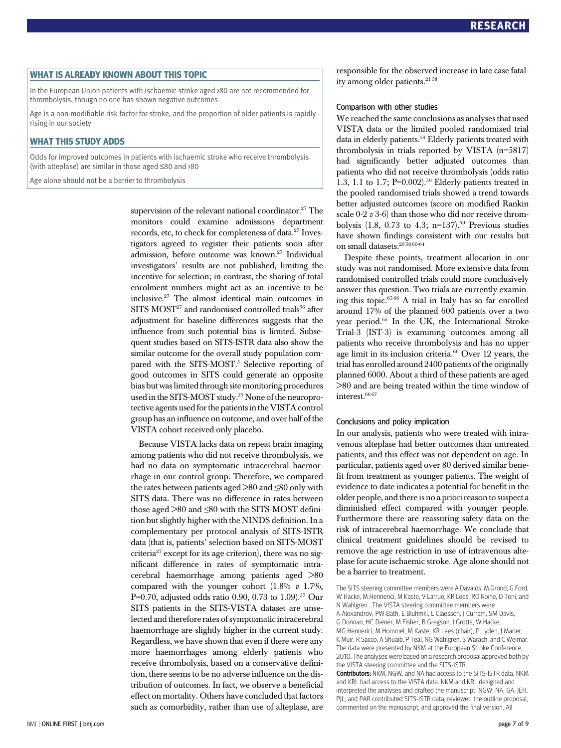## WHAT IS ALREADY KNOWN ABOUT THIS TOPIC

In the European Union patients with ischaemic stroke aged >80 are not recommended for thrombolysis, though no one has shown negative outcomes

Age is a non-modifiable risk factor for stroke, and the proportion of older patients is rapidly rising in our society

## WHAT THIS STUDY ADDS

Odds for improved outcomes in patients with ischaemic stroke who receive thrombolysis (with alteplase) are similar in those aged ≤80 and >80

Age alone should not be a barrier to thrombolysis

supervision of the relevant national coordinator.[27] The monitors could examine admissions department records, etc, to check for completeness of data.[27] Investigators agreed to register their patients soon after admission, before outcome was known.[27] Individual investigators' results are not published, limiting the incentive for selection; in contrast, the sharing of total enrolment numbers might act as an incentive to be inclusive.[27] The almost identical main outcomes in SITS-MOST[27] and randomised controlled trials[56] after adjustment for baseline differences suggests that the influence from such potential bias is limited. Subsequent studies based on SITS-ISTR data also show the similar outcome for the overall study population compared with the SITS-MOST.[5] Selective reporting of good outcomes in SITS could generate an opposite bias but was limited through site monitoring procedures used in the SITS-MOST study.[25] None of the neuroprotective agents used for the patients in the VISTA control group has an influence on outcome, and over half of the VISTA cohort received only placebo.

Because VISTA lacks data on repeat brain imaging among patients who did not receive thrombolysis, we had no data on symptomatic intracerebral haemorrhage in our control group. Therefore, we compared the rates between patients aged >80 and ≤80 only with SITS data. There was no difference in rates between those aged >80 and ≤80 with the SITS-MOST definition but slightly higher with the NINDS definition. In a complementary per protocol analysis of SITS-ISTR data (that is, patients' selection based on SITS-MOST criteria[27] except for its age criterion), there was no significant difference in rates of symptomatic intracerebral haemorrhage among patients aged >80 compared with the younger cohort (1.8% *v* 1.7%, P=0.70, adjusted odds ratio 0.90, 0.73 to 1.09).[57] Our SITS patients in the SITS-VISTA dataset are unselected and therefore rates of symptomatic intracerebral haemorrhage are slightly higher in the current study. Regardless, we have shown that even if there were any more haemorrhages among elderly patients who receive thrombolysis, based on a conservative definition, there seems to be no adverse influence on the distribution of outcomes. In fact, we observe a beneficial effect on mortality. Others have concluded that factors such as comorbidity, rather than use of alteplase, are responsible for the observed increase in late case fatality among older patients.[21,58]

### Comparison with other studies

We reached the same conclusions as analyses that used VISTA data or the limited pooled randomised trial data in elderly patients.[59] Elderly patients treated with thrombolysis in trials reported by VISTA (n=5817) had significantly better adjusted outcomes than patients who did not receive thrombolysis (odds ratio 1.3, 1.1 to 1.7; P=0.002).[59] Elderly patients treated in the pooled randomised trials showed a trend towards better adjusted outcomes (score on modified Rankin scale 0-2 *v* 3-6) than those who did nor receive thrombolysis (1.8, 0.73 to 4.3; n=137).[59] Previous studies have shown findings consistent with our results but on small datasets.[20,58,60-64]

Despite these points, treatment allocation in our study was not randomised. More extensive data from randomised controlled trials could more conclusively answer this question. Two trials are currently examining this topic.[65,66] A trial in Italy has so far enrolled around 17% of the planned 600 patients over a two year period.[65] In the UK, the International Stroke Trial-3 (IST-3) is examining outcomes among all patients who receive thrombolysis and has no upper age limit in its inclusion criteria.[66] Over 12 years, the trial has enrolled around 2400 patients of the originally planned 6000. About a third of these patients are aged >80 and are being treated within the time window of interest.[66,67]

### Conclusions and policy implication

In our analysis, patients who were treated with intravenous alteplase had better outcomes than untreated patients, and this effect was not dependent on age. In particular, patients aged over 80 derived similar benefit from treatment as younger patients. The weight of evidence to date indicates a potential for benefit in the older people, and there is no a priori reason to suspect a diminished effect compared with younger people. Furthermore there are reassuring safety data on the risk of intracerebral haemorrhage. We conclude that clinical treatment guidelines should be revised to remove the age restriction in use of intravenous alteplase for acute ischaemic stroke. Age alone should not be a barrier to treatment.

The SITS steering committee members were A Davalos, M Grond, G Ford, W Hacke, M Hennerici, M Kaste, V Larrue, KR Lees, RO Roine, D Toni, and N Wahlgren . The VISTA steering committee members were A Alexandrov, PW Bath, E Bluhmki, L Claesson, J Curram, SM Davis, G Donnan, HC Diener, M Fisher, B Gregson, J Grotta, W Hacke, MG Hennerici, M Hommel, M Kaste, KR Lees (chair), P Lyden, J Marler, K Muir, R Sacco, A Shuaib, P Teal, NG Wahlgren, S Warach, and C Weimar. The data were presented by NKM at the European Stroke Conference, 2010. The analyses were based on a research proposal approved both by the VISTA steering committee and the SITS-ISTR.

**Contributors:** NKM, NGW, and NA had access to the SITS-ISTR data. NKM and KRL had access to the VISTA data. NKM and KRL designed and interpreted the analyses and drafted the manuscript. NGW, NA, GA, JEH, PJL, and PAR contributed SITS-ISTR data, reviewed the outline proposal, commented on the manuscript, and approved the final version. All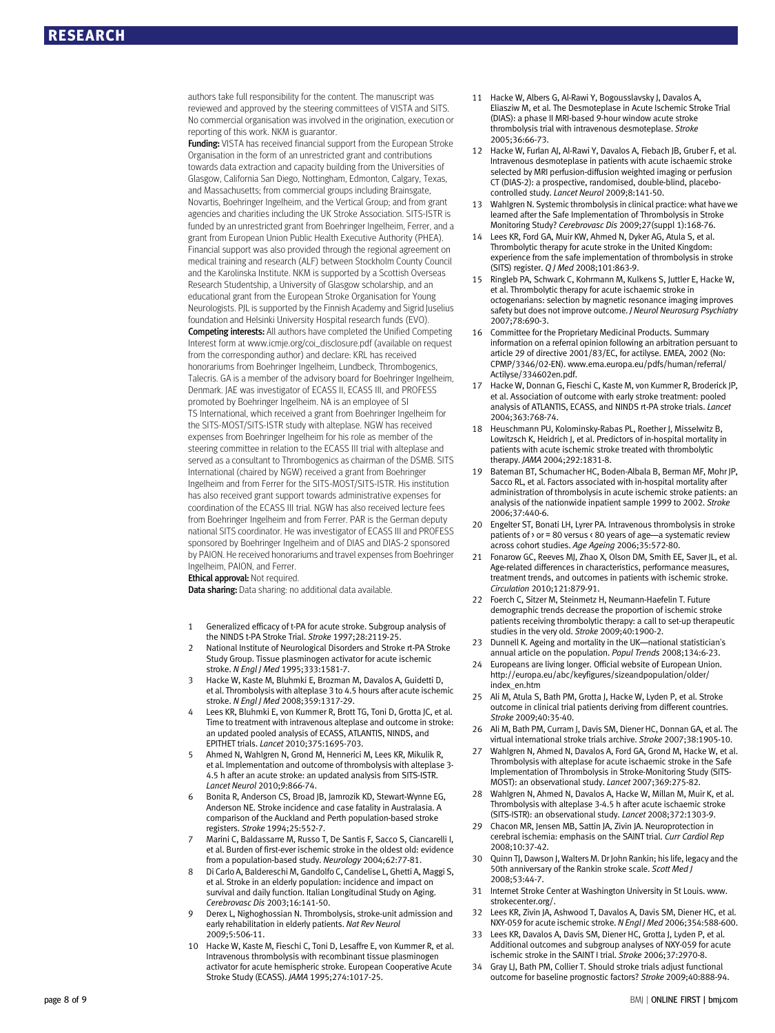authors take full responsibility for the content. The manuscript was reviewed and approved by the steering committees of VISTA and SITS. No commercial organisation was involved in the origination, execution or reporting of this work. NKM is guarantor.

**Funding:** VISTA has received financial support from the European Stroke Organisation in the form of an unrestricted grant and contributions towards data extraction and capacity building from the Universities of Glasgow, California San Diego, Nottingham, Edmonton, Calgary, Texas, and Massachusetts; from commercial groups including Brainsgate, Novartis, Boehringer Ingelheim, and the Vertical Group; and from grant agencies and charities including the UK Stroke Association. SITS-ISTR is funded by an unrestricted grant from Boehringer Ingelheim, Ferrer, and a grant from European Union Public Health Executive Authority (PHEA). Financial support was also provided through the regional agreement on medical training and research (ALF) between Stockholm County Council and the Karolinska Institute. NKM is supported by a Scottish Overseas Research Studentship, a University of Glasgow scholarship, and an educational grant from the European Stroke Organisation for Young Neurologists. PJL is supported by the Finnish Academy and Sigrid Juselius foundation and Helsinki University Hospital research funds (EVO).

**Competing interests:** All authors have completed the Unified Competing Interest form at www.icmje.org/coi_disclosure.pdf (available on request from the corresponding author) and declare: KRL has received honorariums from Boehringer Ingelheim, Lundbeck, Thrombogenics, Talecris. GA is a member of the advisory board for Boehringer Ingelheim, Denmark. JAE was investigator of ECASS II, ECASS III, and PROFESS promoted by Boehringer Ingelheim. NA is an employee of SI TS International, which received a grant from Boehringer Ingelheim for the SITS-MOST/SITS-ISTR study with alteplase. NGW has received expenses from Boehringer Ingelheim for his role as member of the steering committee in relation to the ECASS III trial with alteplase and served as a consultant to Thrombogenics as chairman of the DSMB. SITS International (chaired by NGW) received a grant from Boehringer Ingelheim and from Ferrer for the SITS-MOST/SITS-ISTR. His institution has also received grant support towards administrative expenses for coordination of the ECASS III trial. NGW has also received lecture fees from Boehringer Ingelheim and from Ferrer. PAR is the German deputy national SITS coordinator. He was investigator of ECASS III and PROFESS sponsored by Boehringer Ingelheim and of DIAS and DIAS-2 sponsored by PAION. He received honorariums and travel expenses from Boehringer Ingelheim, PAION, and Ferrer.

**Ethical approval:** Not required.

**Data sharing:** Data sharing: no additional data available.

1. Generalized efficacy of t-PA for acute stroke. Subgroup analysis of the NINDS t-PA Stroke Trial. *Stroke* 1997;28:2119-25.
2. National Institute of Neurological Disorders and Stroke rt-PA Stroke Study Group. Tissue plasminogen activator for acute ischemic stroke. *N Engl J Med* 1995;333:1581-7.
3. Hacke W, Kaste M, Bluhmki E, Brozman M, Davalos A, Guidetti D, et al. Thrombolysis with alteplase 3 to 4.5 hours after acute ischemic stroke. *N Engl J Med* 2008;359:1317-29.
4. Lees KR, Bluhmki E, von Kummer R, Brott TG, Toni D, Grotta JC, et al. Time to treatment with intravenous alteplase and outcome in stroke: an updated pooled analysis of ECASS, ATLANTIS, NINDS, and EPITHET trials. *Lancet* 2010;375:1695-703.
5. Ahmed N, Wahlgren N, Grond M, Hennerici M, Lees KR, Mikulik R, et al. Implementation and outcome of thrombolysis with alteplase 3-4.5 h after an acute stroke: an updated analysis from SITS-ISTR. *Lancet Neurol* 2010;9:866-74.
6. Bonita R, Anderson CS, Broad JB, Jamrozik KD, Stewart-Wynne EG, Anderson NE. Stroke incidence and case fatality in Australasia. A comparison of the Auckland and Perth population-based stroke registers. *Stroke* 1994;25:552-7.
7. Marini C, Baldassarre M, Russo T, De Santis F, Sacco S, Ciancarelli I, et al. Burden of first-ever ischemic stroke in the oldest old: evidence from a population-based study. *Neurology* 2004;62:77-81.
8. Di Carlo A, Baldereschi M, Gandolfo C, Candelise L, Ghetti A, Maggi S, et al. Stroke in an elderly population: incidence and impact on survival and daily function. Italian Longitudinal Study on Aging. *Cerebrovasc Dis* 2003;16:141-50.
9. Derex L, Nighoghossian N. Thrombolysis, stroke-unit admission and early rehabilitation in elderly patients. *Nat Rev Neurol* 2009;5:506-11.
10. Hacke W, Kaste M, Fieschi C, Toni D, Lesaffre E, von Kummer R, et al. Intravenous thrombolysis with recombinant tissue plasminogen activator for acute hemispheric stroke. European Cooperative Acute Stroke Study (ECASS). *JAMA* 1995;274:1017-25.
11. Hacke W, Albers G, Al-Rawi Y, Bogousslavsky J, Davalos A, Eliasziw M, et al. The Desmoteplase in Acute Ischemic Stroke Trial (DIAS): a phase II MRI-based 9-hour window acute stroke thrombolysis trial with intravenous desmoteplase. *Stroke* 2005;36:66-73.
12. Hacke W, Furlan AJ, Al-Rawi Y, Davalos A, Fiebach JB, Gruber F, et al. Intravenous desmoteplase in patients with acute ischaemic stroke selected by MRI perfusion-diffusion weighted imaging or perfusion CT (DIAS-2): a prospective, randomised, double-blind, placebo-controlled study. *Lancet Neurol* 2009;8:141-50.
13. Wahlgren N. Systemic thrombolysis in clinical practice: what have we learned after the Safe Implementation of Thrombolysis in Stroke Monitoring Study? *Cerebrovasc Dis* 2009;27(suppl 1):168-76.
14. Lees KR, Ford GA, Muir KW, Ahmed N, Dyker AG, Atula S, et al. Thrombolytic therapy for acute stroke in the United Kingdom: experience from the safe implementation of thrombolysis in stroke (SITS) register. *Q J Med* 2008;101:863-9.
15. Ringleb PA, Schwark C, Kohrmann M, Kulkens S, Juttler E, Hacke W, et al. Thrombolytic therapy for acute ischaemic stroke in octogenarians: selection by magnetic resonance imaging improves safety but does not improve outcome. *J Neurol Neurosurg Psychiatry* 2007;78:690-3.
16. Committee for the Proprietary Medicinal Products. Summary information on a referral opinion following an arbitration persuant to article 29 of directive 2001/83/EC, for actilyse. EMEA, 2002 (No: CPMP/3346/02-EN). www.ema.europa.eu/pdfs/human/referral/Actilyse/334602en.pdf.
17. Hacke W, Donnan G, Fieschi C, Kaste M, von Kummer R, Broderick JP, et al. Association of outcome with early stroke treatment: pooled analysis of ATLANTIS, ECASS, and NINDS rt-PA stroke trials. *Lancet* 2004;363:768-74.
18. Heuschmann PU, Kolominsky-Rabas PL, Roether J, Misselwitz B, Lowitzsch K, Heidrich J, et al. Predictors of in-hospital mortality in patients with acute ischemic stroke treated with thrombolytic therapy. *JAMA* 2004;292:1831-8.
19. Bateman BT, Schumacher HC, Boden-Albala B, Berman MF, Mohr JP, Sacco RL, et al. Factors associated with in-hospital mortality after administration of thrombolysis in acute ischemic stroke patients: an analysis of the nationwide inpatient sample 1999 to 2002. *Stroke* 2006;37:440-6.
20. Engelter ST, Bonati LH, Lyrer PA. Intravenous thrombolysis in stroke patients of › or = 80 versus ‹ 80 years of age—a systematic review across cohort studies. *Age Ageing* 2006;35:572-80.
21. Fonarow GC, Reeves MJ, Zhao X, Olson DM, Smith EE, Saver JL, et al. Age-related differences in characteristics, performance measures, treatment trends, and outcomes in patients with ischemic stroke. *Circulation* 2010;121:879-91.
22. Foerch C, Sitzer M, Steinmetz H, Neumann-Haefelin T. Future demographic trends decrease the proportion of ischemic stroke patients receiving thrombolytic therapy: a call to set-up therapeutic studies in the very old. *Stroke* 2009;40:1900-2.
23. Dunnell K. Ageing and mortality in the UK—national statistician's annual article on the population. *Popul Trends* 2008;134:6-23.
24. Europeans are living longer. Official website of European Union. http://europa.eu/abc/keyfigures/sizeandpopulation/older/index_en.htm
25. Ali M, Atula S, Bath PM, Grotta J, Hacke W, Lyden P, et al. Stroke outcome in clinical trial patients deriving from different countries. *Stroke* 2009;40:35-40.
26. Ali M, Bath PM, Curram J, Davis SM, Diener HC, Donnan GA, et al. The virtual international stroke trials archive. *Stroke* 2007;38:1905-10.
27. Wahlgren N, Ahmed N, Davalos A, Ford GA, Grond M, Hacke W, et al. Thrombolysis with alteplase for acute ischaemic stroke in the Safe Implementation of Thrombolysis in Stroke-Monitoring Study (SITS-MOST): an observational study. *Lancet* 2007;369:275-82.
28. Wahlgren N, Ahmed N, Davalos A, Hacke W, Millan M, Muir K, et al. Thrombolysis with alteplase 3-4.5 h after acute ischaemic stroke (SITS-ISTR): an observational study. *Lancet* 2008;372:1303-9.
29. Chacon MR, Jensen MB, Sattin JA, Zivin JA. Neuroprotection in cerebral ischemia: emphasis on the SAINT trial. *Curr Cardiol Rep* 2008;10:37-42.
30. Quinn TJ, Dawson J, Walters M. Dr John Rankin; his life, legacy and the 50th anniversary of the Rankin stroke scale. *Scott Med J* 2008;53:44-7.
31. Internet Stroke Center at Washington University in St Louis. www.strokecenter.org/.
32. Lees KR, Zivin JA, Ashwood T, Davalos A, Davis SM, Diener HC, et al. NXY-059 for acute ischemic stroke. *N Engl J Med* 2006;354:588-600.
33. Lees KR, Davalos A, Davis SM, Diener HC, Grotta J, Lyden P, et al. Additional outcomes and subgroup analyses of NXY-059 for acute ischemic stroke in the SAINT I trial. *Stroke* 2006;37:2970-8.
34. Gray LJ, Bath PM, Collier T. Should stroke trials adjust functional outcome for baseline prognostic factors? *Stroke* 2009;40:888-94.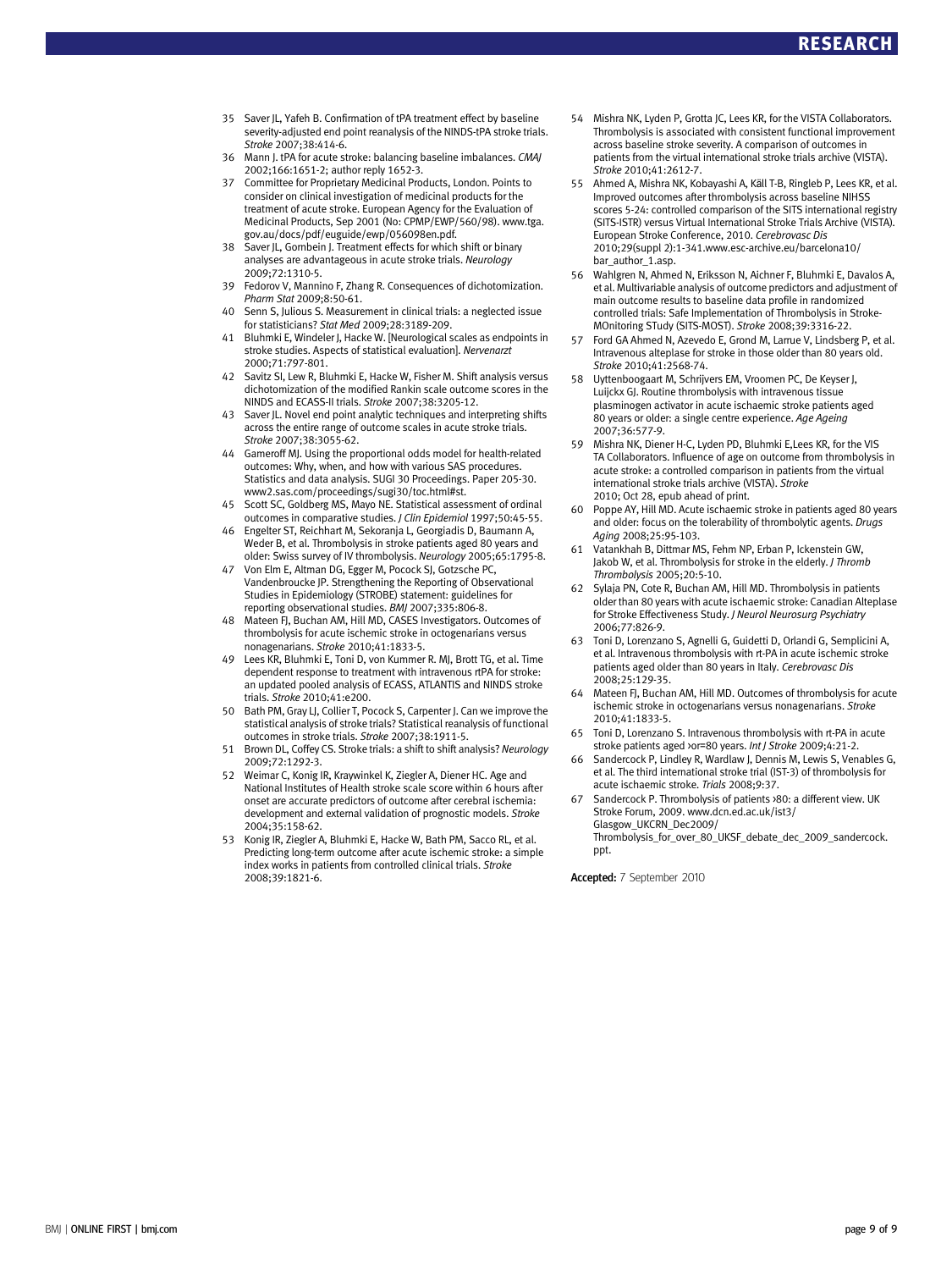35 Saver JL, Yafeh B. Confirmation of tPA treatment effect by baseline severity-adjusted end point reanalysis of the NINDS-tPA stroke trials. *Stroke* 2007;38:414-6.

36 Mann J. tPA for acute stroke: balancing baseline imbalances. *CMAJ* 2002;166:1651-2; author reply 1652-3.

37 Committee for Proprietary Medicinal Products, London. Points to consider on clinical investigation of medicinal products for the treatment of acute stroke. European Agency for the Evaluation of Medicinal Products, Sep 2001 (No: CPMP/EWP/560/98). www.tga.gov.au/docs/pdf/euguide/ewp/056098en.pdf.

38 Saver JL, Gornbein J. Treatment effects for which shift or binary analyses are advantageous in acute stroke trials. *Neurology* 2009;72:1310-5.

39 Fedorov V, Mannino F, Zhang R. Consequences of dichotomization. *Pharm Stat* 2009;8:50-61.

40 Senn S, Julious S. Measurement in clinical trials: a neglected issue for statisticians? *Stat Med* 2009;28:3189-209.

41 Bluhmki E, Windeler J, Hacke W. [Neurological scales as endpoints in stroke studies. Aspects of statistical evaluation]. *Nervenarzt* 2000;71:797-801.

42 Savitz SI, Lew R, Bluhmki E, Hacke W, Fisher M. Shift analysis versus dichotomization of the modified Rankin scale outcome scores in the NINDS and ECASS-II trials. *Stroke* 2007;38:3205-12.

43 Saver JL. Novel end point analytic techniques and interpreting shifts across the entire range of outcome scales in acute stroke trials. *Stroke* 2007;38:3055-62.

44 Gameroff MJ. Using the proportional odds model for health-related outcomes: Why, when, and how with various SAS procedures. Statistics and data analysis. SUGI 30 Proceedings. Paper 205-30. www2.sas.com/proceedings/sugi30/toc.html#st.

45 Scott SC, Goldberg MS, Mayo NE. Statistical assessment of ordinal outcomes in comparative studies. *J Clin Epidemiol* 1997;50:45-55.

46 Engelter ST, Reichhart M, Sekoranja L, Georgiadis D, Baumann A, Weder B, et al. Thrombolysis in stroke patients aged 80 years and older: Swiss survey of IV thrombolysis. *Neurology* 2005;65:1795-8.

47 Von Elm E, Altman DG, Egger M, Pocock SJ, Gotzsche PC, Vandenbroucke JP. Strengthening the Reporting of Observational Studies in Epidemiology (STROBE) statement: guidelines for reporting observational studies. *BMJ* 2007;335:806-8.

48 Mateen FJ, Buchan AM, Hill MD, CASES Investigators. Outcomes of thrombolysis for acute ischemic stroke in octogenarians versus nonagenarians. *Stroke* 2010;41:1833-5.

49 Lees KR, Bluhmki E, Toni D, von Kummer R. MJ, Brott TG, et al. Time dependent response to treatment with intravenous rtPA for stroke: an updated pooled analysis of ECASS, ATLANTIS and NINDS stroke trials. *Stroke* 2010;41:e200.

50 Bath PM, Gray LJ, Collier T, Pocock S, Carpenter J. Can we improve the statistical analysis of stroke trials? Statistical reanalysis of functional outcomes in stroke trials. *Stroke* 2007;38:1911-5.

51 Brown DL, Coffey CS. Stroke trials: a shift to shift analysis? *Neurology* 2009;72:1292-3.

52 Weimar C, Konig IR, Kraywinkel K, Ziegler A, Diener HC. Age and National Institutes of Health stroke scale score within 6 hours after onset are accurate predictors of outcome after cerebral ischemia: development and external validation of prognostic models. *Stroke* 2004;35:158-62.

53 Konig IR, Ziegler A, Bluhmki E, Hacke W, Bath PM, Sacco RL, et al. Predicting long-term outcome after acute ischemic stroke: a simple index works in patients from controlled clinical trials. *Stroke* 2008;39:1821-6.

54 Mishra NK, Lyden P, Grotta JC, Lees KR, for the VISTA Collaborators. Thrombolysis is associated with consistent functional improvement across baseline stroke severity. A comparison of outcomes in patients from the virtual international stroke trials archive (VISTA). *Stroke* 2010;41:2612-7.

55 Ahmed A, Mishra NK, Kobayashi A, Käll T-B, Ringleb P, Lees KR, et al. Improved outcomes after thrombolysis across baseline NIHSS scores 5-24: controlled comparison of the SITS international registry (SITS-ISTR) versus Virtual International Stroke Trials Archive (VISTA). European Stroke Conference, 2010. *Cerebrovasc Dis* 2010;29(suppl 2):1-341.www.esc-archive.eu/barcelona10/bar_author_1.asp.

56 Wahlgren N, Ahmed N, Eriksson N, Aichner F, Bluhmki E, Davalos A, et al. Multivariable analysis of outcome predictors and adjustment of main outcome results to baseline data profile in randomized controlled trials: Safe Implementation of Thrombolysis in Stroke-MOnitoring STudy (SITS-MOST). *Stroke* 2008;39:3316-22.

57 Ford GA Ahmed N, Azevedo E, Grond M, Larrue V, Lindsberg P, et al. Intravenous alteplase for stroke in those older than 80 years old. *Stroke* 2010;41:2568-74.

58 Uyttenboogaart M, Schrijvers EM, Vroomen PC, De Keyser J, Luijckx GJ. Routine thrombolysis with intravenous tissue plasminogen activator in acute ischaemic stroke patients aged 80 years or older: a single centre experience. *Age Ageing* 2007;36:577-9.

59 Mishra NK, Diener H-C, Lyden PD, Bluhmki E,Lees KR, for the VIS TA Collaborators. Influence of age on outcome from thrombolysis in acute stroke: a controlled comparison in patients from the virtual international stroke trials archive (VISTA). *Stroke* 2010; Oct 28, epub ahead of print.

60 Poppe AY, Hill MD. Acute ischaemic stroke in patients aged 80 years and older: focus on the tolerability of thrombolytic agents. *Drugs Aging* 2008;25:95-103.

61 Vatankhah B, Dittmar MS, Fehm NP, Erban P, Ickenstein GW, Jakob W, et al. Thrombolysis for stroke in the elderly. *J Thromb Thrombolysis* 2005;20:5-10.

62 Sylaja PN, Cote R, Buchan AM, Hill MD. Thrombolysis in patients older than 80 years with acute ischaemic stroke: Canadian Alteplase for Stroke Effectiveness Study. *J Neurol Neurosurg Psychiatry* 2006;77:826-9.

63 Toni D, Lorenzano S, Agnelli G, Guidetti D, Orlandi G, Semplicini A, et al. Intravenous thrombolysis with rt-PA in acute ischemic stroke patients aged older than 80 years in Italy. *Cerebrovasc Dis* 2008;25:129-35.

64 Mateen FJ, Buchan AM, Hill MD. Outcomes of thrombolysis for acute ischemic stroke in octogenarians versus nonagenarians. *Stroke* 2010;41:1833-5.

65 Toni D, Lorenzano S. Intravenous thrombolysis with rt-PA in acute stroke patients aged >or=80 years. *Int J Stroke* 2009;4:21-2.

66 Sandercock P, Lindley R, Wardlaw J, Dennis M, Lewis S, Venables G, et al. The third international stroke trial (IST-3) of thrombolysis for acute ischaemic stroke. *Trials* 2008;9:37.

67 Sandercock P. Thrombolysis of patients >80: a different view. UK Stroke Forum, 2009. www.dcn.ed.ac.uk/ist3/Glasgow_UKCRN_Dec2009/Thrombolysis_for_over_80_UKSF_debate_dec_2009_sandercock.ppt.

**Accepted:** 7 September 2010